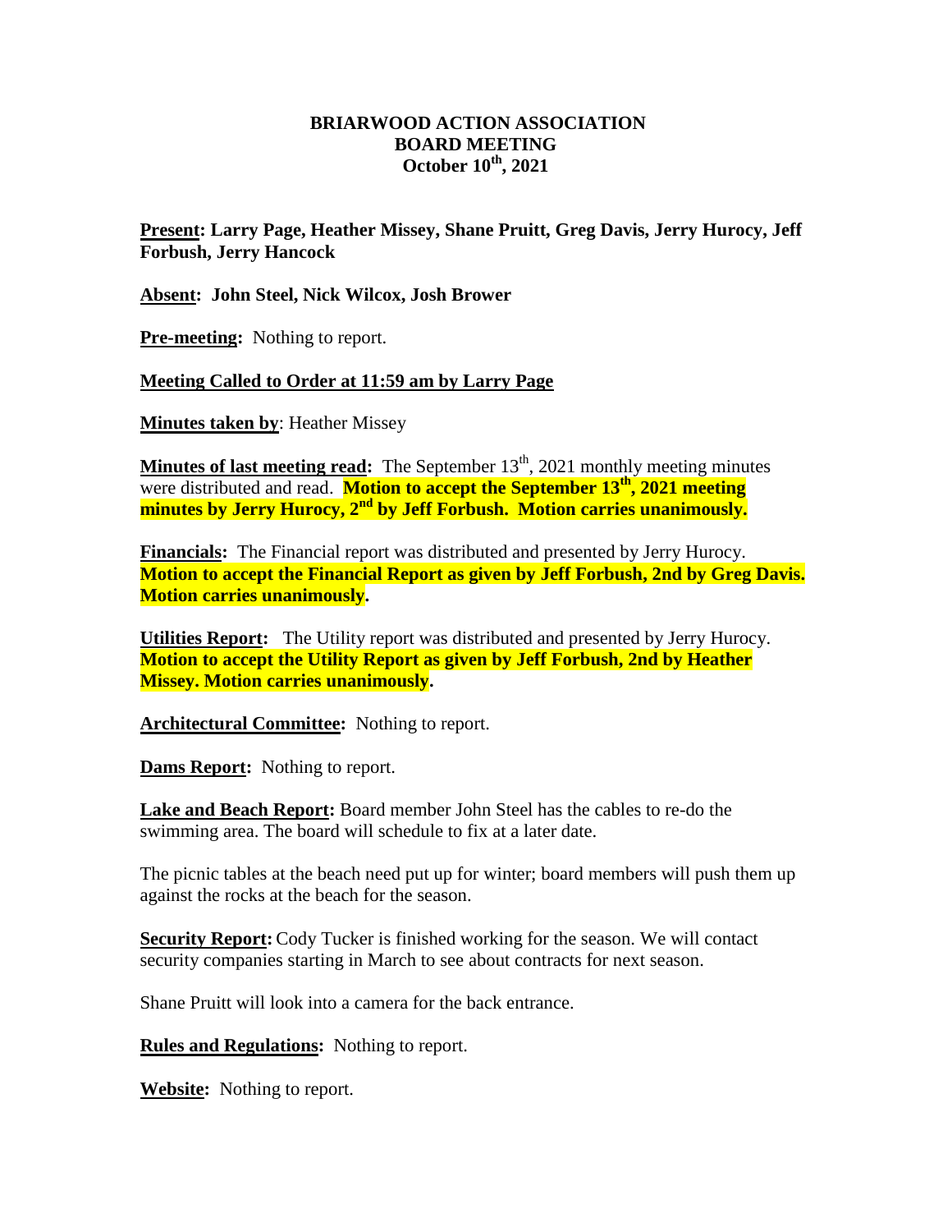**BRIARWOOD ACTION ASSOCIATION**
**BOARD MEETING**
**October 10th, 2021**

**Present: Larry Page, Heather Missey, Shane Pruitt, Greg Davis, Jerry Hurocy, Jeff Forbush, Jerry Hancock**

**Absent: John Steel, Nick Wilcox, Josh Brower**

**Pre-meeting:** Nothing to report.

**Meeting Called to Order at 11:59 am by Larry Page**

**Minutes taken by**: Heather Missey

**Minutes of last meeting read:** The September 13th, 2021 monthly meeting minutes were distributed and read. **Motion to accept the September 13th, 2021 meeting minutes by Jerry Hurocy, 2nd by Jeff Forbush. Motion carries unanimously.**

**Financials:** The Financial report was distributed and presented by Jerry Hurocy. **Motion to accept the Financial Report as given by Jeff Forbush, 2nd by Greg Davis. Motion carries unanimously.**

**Utilities Report:** The Utility report was distributed and presented by Jerry Hurocy. **Motion to accept the Utility Report as given by Jeff Forbush, 2nd by Heather Missey. Motion carries unanimously.**

**Architectural Committee:** Nothing to report.

**Dams Report:** Nothing to report.

**Lake and Beach Report:** Board member John Steel has the cables to re-do the swimming area. The board will schedule to fix at a later date.

The picnic tables at the beach need put up for winter; board members will push them up against the rocks at the beach for the season.

**Security Report:** Cody Tucker is finished working for the season. We will contact security companies starting in March to see about contracts for next season.

Shane Pruitt will look into a camera for the back entrance.

**Rules and Regulations:** Nothing to report.

**Website:** Nothing to report.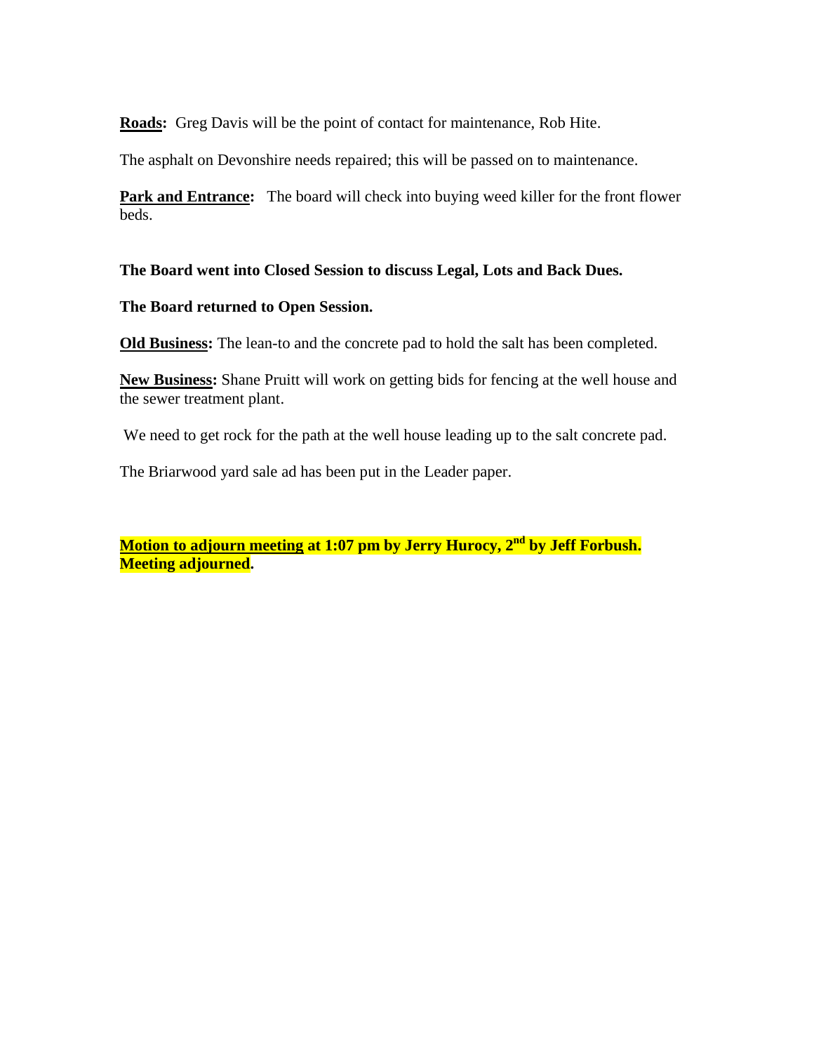**Roads:** Greg Davis will be the point of contact for maintenance, Rob Hite.

The asphalt on Devonshire needs repaired; this will be passed on to maintenance.

**Park and Entrance:** The board will check into buying weed killer for the front flower beds.

**The Board went into Closed Session to discuss Legal, Lots and Back Dues.**

**The Board returned to Open Session.**

**Old Business:** The lean-to and the concrete pad to hold the salt has been completed.

**New Business:** Shane Pruitt will work on getting bids for fencing at the well house and the sewer treatment plant.

We need to get rock for the path at the well house leading up to the salt concrete pad.

The Briarwood yard sale ad has been put in the Leader paper.

**Motion to adjourn meeting at 1:07 pm by Jerry Hurocy, 2nd by Jeff Forbush. Meeting adjourned.**